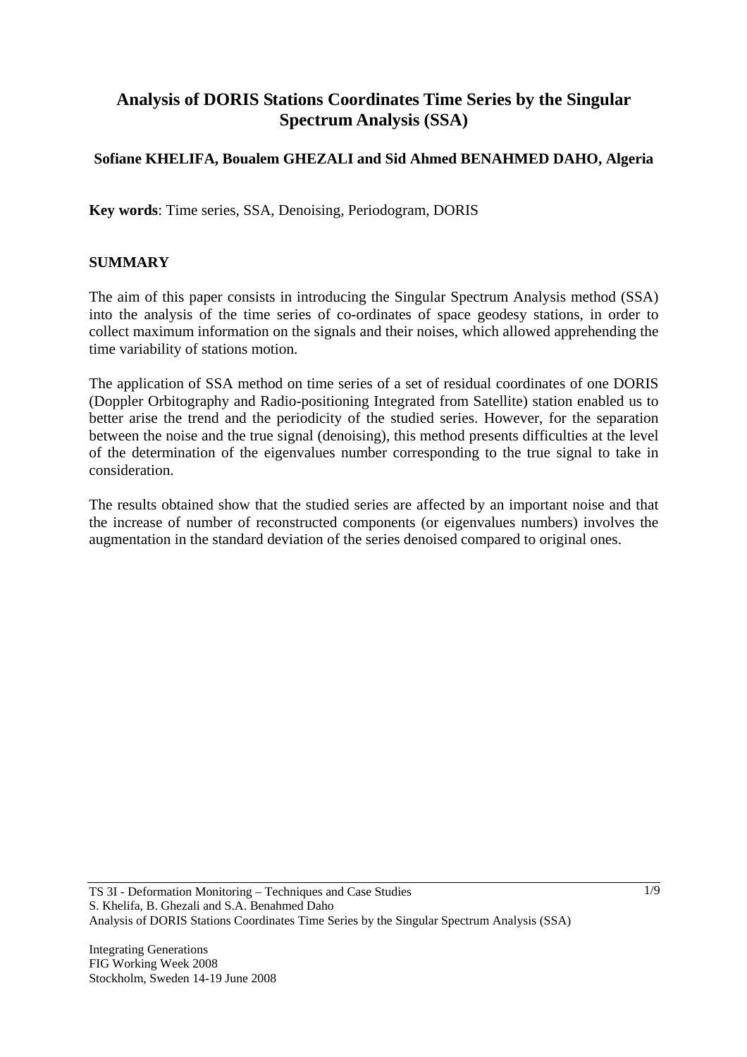# Analysis of DORIS Stations Coordinates Time Series by the Singular Spectrum Analysis (SSA)

**Sofiane KHELIFA, Boualem GHEZALI and Sid Ahmed BENAHMED DAHO, Algeria**

**Key words**: Time series, SSA, Denoising, Periodogram, DORIS

## SUMMARY

The aim of this paper consists in introducing the Singular Spectrum Analysis method (SSA) into the analysis of the time series of co-ordinates of space geodesy stations, in order to collect maximum information on the signals and their noises, which allowed apprehending the time variability of stations motion.

The application of SSA method on time series of a set of residual coordinates of one DORIS (Doppler Orbitography and Radio-positioning Integrated from Satellite) station enabled us to better arise the trend and the periodicity of the studied series. However, for the separation between the noise and the true signal (denoising), this method presents difficulties at the level of the determination of the eigenvalues number corresponding to the true signal to take in consideration.

The results obtained show that the studied series are affected by an important noise and that the increase of number of reconstructed components (or eigenvalues numbers) involves the augmentation in the standard deviation of the series denoised compared to original ones.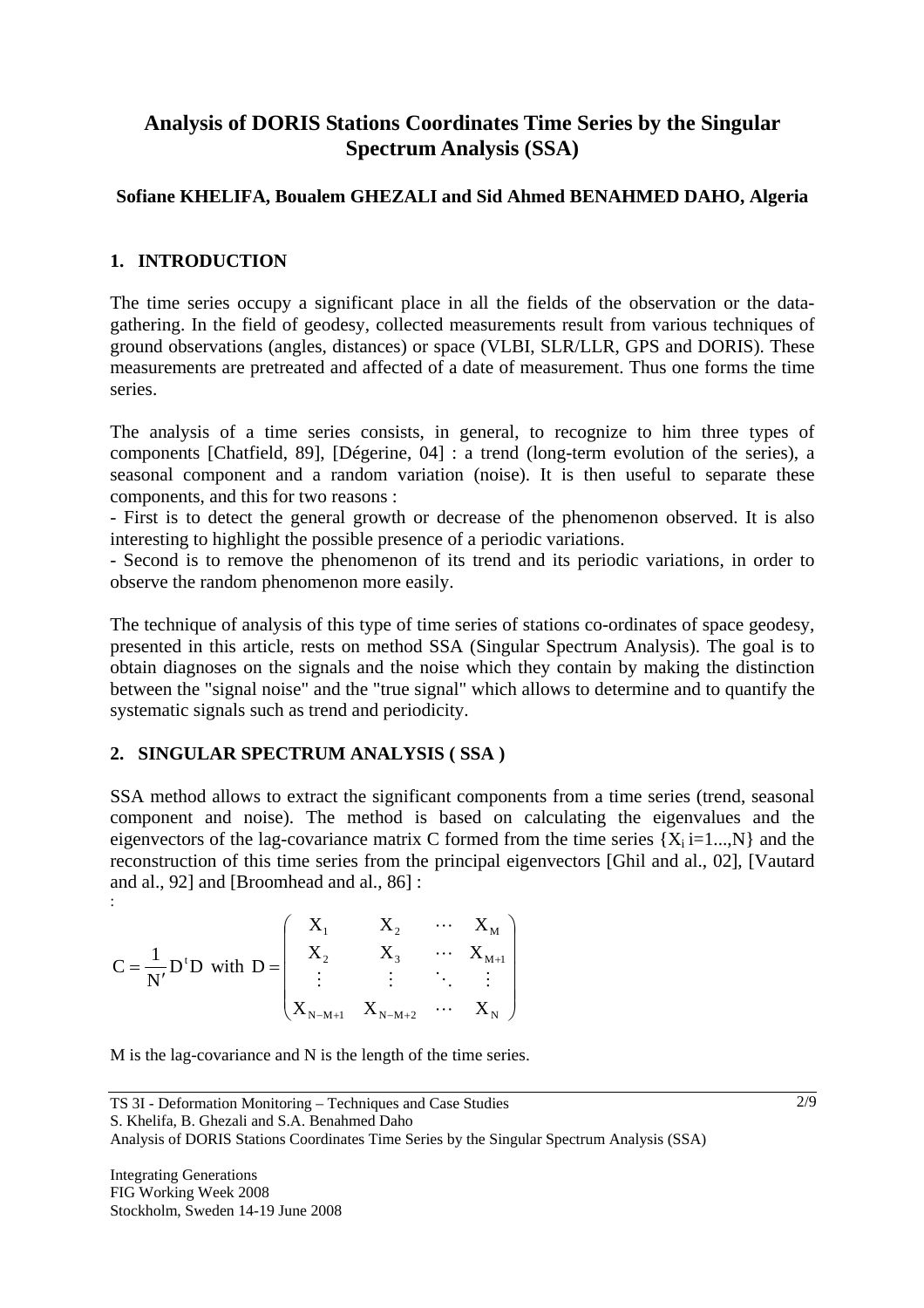# Analysis of DORIS Stations Coordinates Time Series by the Singular Spectrum Analysis (SSA)

**Sofiane KHELIFA, Boualem GHEZALI and Sid Ahmed BENAHMED DAHO, Algeria**

## 1. INTRODUCTION

The time series occupy a significant place in all the fields of the observation or the data-gathering. In the field of geodesy, collected measurements result from various techniques of ground observations (angles, distances) or space (VLBI, SLR/LLR, GPS and DORIS). These measurements are pretreated and affected of a date of measurement. Thus one forms the time series.

The analysis of a time series consists, in general, to recognize to him three types of components [Chatfield, 89], [Dégerine, 04] : a trend (long-term evolution of the series), a seasonal component and a random variation (noise). It is then useful to separate these components, and this for two reasons :

- First is to detect the general growth or decrease of the phenomenon observed. It is also interesting to highlight the possible presence of a periodic variations.
- Second is to remove the phenomenon of its trend and its periodic variations, in order to observe the random phenomenon more easily.

The technique of analysis of this type of time series of stations co-ordinates of space geodesy, presented in this article, rests on method SSA (Singular Spectrum Analysis). The goal is to obtain diagnoses on the signals and the noise which they contain by making the distinction between the "signal noise" and the "true signal" which allows to determine and to quantify the systematic signals such as trend and periodicity.

## 2. SINGULAR SPECTRUM ANALYSIS ( SSA )

SSA method allows to extract the significant components from a time series (trend, seasonal component and noise). The method is based on calculating the eigenvalues and the eigenvectors of the lag-covariance matrix C formed from the time series $\{X_i \; i=1...,N\}$ and the reconstruction of this time series from the principal eigenvectors [Ghil and al., 02], [Vautard and al., 92] and [Broomhead and al., 86] :

:

$$C = \frac{1}{N'} D^t D \text{ with } D = \begin{pmatrix} X_1 & X_2 & \cdots & X_M \\ X_2 & X_3 & \cdots & X_{M+1} \\ \vdots & \vdots & \ddots & \vdots \\ X_{N-M+1} & X_{N-M+2} & \cdots & X_N \end{pmatrix}$$

M is the lag-covariance and N is the length of the time series.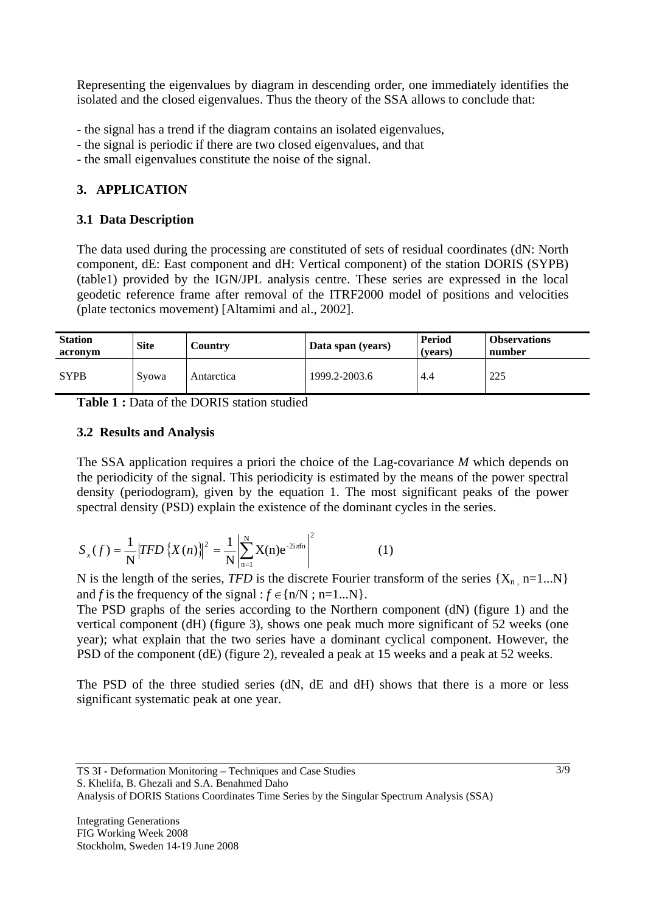Representing the eigenvalues by diagram in descending order, one immediately identifies the isolated and the closed eigenvalues. Thus the theory of the SSA allows to conclude that:

- the signal has a trend if the diagram contains an isolated eigenvalues,
- the signal is periodic if there are two closed eigenvalues, and that
- the small eigenvalues constitute the noise of the signal.

## 3. APPLICATION

### 3.1 Data Description

The data used during the processing are constituted of sets of residual coordinates (dN: North component, dE: East component and dH: Vertical component) of the station DORIS (SYPB) (table1) provided by the IGN/JPL analysis centre. These series are expressed in the local geodetic reference frame after removal of the ITRF2000 model of positions and velocities (plate tectonics movement) [Altamimi and al., 2002].

| Station acronym | Site | Country | Data span (years) | Period (years) | Observations number |
|---|---|---|---|---|---|
| SYPB | Syowa | Antarctica | 1999.2-2003.6 | 4.4 | 225 |

**Table 1 :** Data of the DORIS station studied

### 3.2 Results and Analysis

The SSA application requires a priori the choice of the Lag-covariance *M* which depends on the periodicity of the signal. This periodicity is estimated by the means of the power spectral density (periodogram), given by the equation 1. The most significant peaks of the power spectral density (PSD) explain the existence of the dominant cycles in the series.

$$S_x(f) = \frac{1}{\mathrm{N}} \left| TFD\left\{X(n)\right\} \right|^2 = \frac{1}{\mathrm{N}} \left| \sum_{n=1}^{\mathrm{N}} \mathrm{X(n)e}^{-2i\pi fn} \right|^2 \qquad (1)$$

N is the length of the series, *TFD* is the discrete Fourier transform of the series $\{X_n, n=1...N\}$ and $f$ is the frequency of the signal : $f \in \{n/N ; n=1...N\}$.

The PSD graphs of the series according to the Northern component (dN) (figure 1) and the vertical component (dH) (figure 3), shows one peak much more significant of 52 weeks (one year); what explain that the two series have a dominant cyclical component. However, the PSD of the component (dE) (figure 2), revealed a peak at 15 weeks and a peak at 52 weeks.

The PSD of the three studied series (dN, dE and dH) shows that there is a more or less significant systematic peak at one year.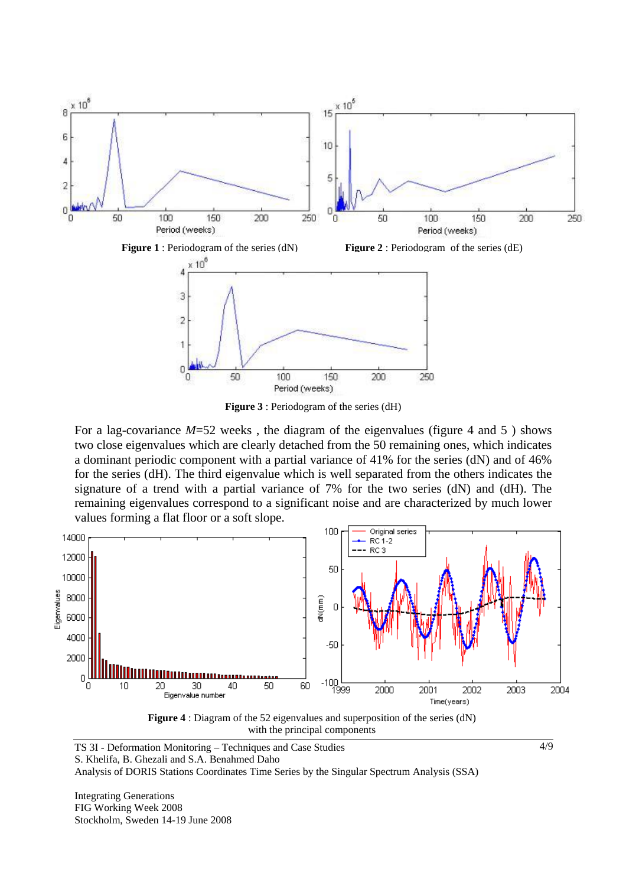**Figure 1** : Periodogram of the series (dN)

**Figure 2** : Periodogram of the series (dE)

**Figure 3** : Periodogram of the series (dH)

For a lag-covariance *M*=52 weeks , the diagram of the eigenvalues (figure 4 and 5 ) shows two close eigenvalues which are clearly detached from the 50 remaining ones, which indicates a dominant periodic component with a partial variance of 41% for the series (dN) and of 46% for the series (dH). The third eigenvalue which is well separated from the others indicates the signature of a trend with a partial variance of 7% for the two series (dN) and (dH). The remaining eigenvalues correspond to a significant noise and are characterized by much lower values forming a flat floor or a soft slope.

**Figure 4** : Diagram of the 52 eigenvalues and superposition of the series (dN) with the principal components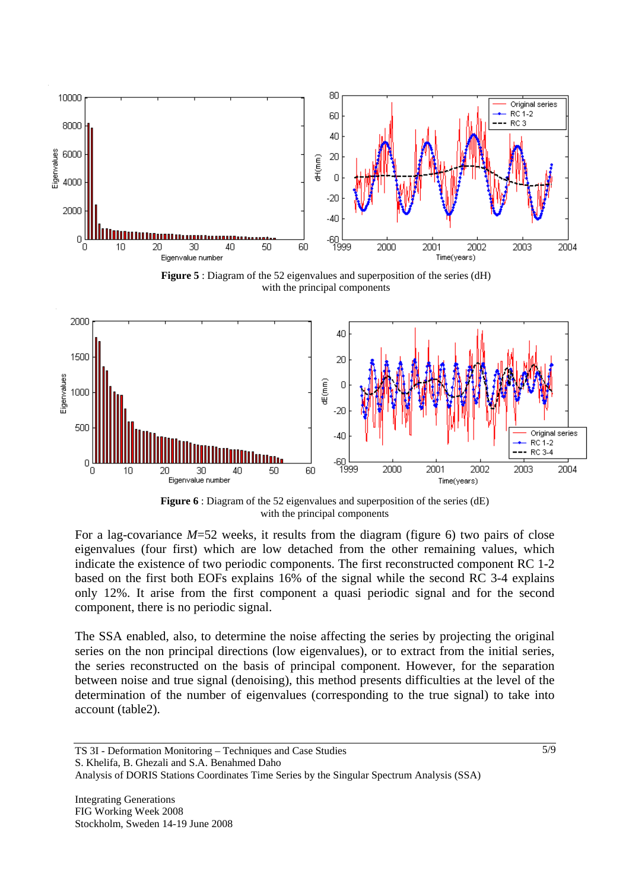**Figure 5** : Diagram of the 52 eigenvalues and superposition of the series (dH) with the principal components

**Figure 6** : Diagram of the 52 eigenvalues and superposition of the series (dE) with the principal components

For a lag-covariance *M*=52 weeks, it results from the diagram (figure 6) two pairs of close eigenvalues (four first) which are low detached from the other remaining values, which indicate the existence of two periodic components. The first reconstructed component RC 1-2 based on the first both EOFs explains 16% of the signal while the second RC 3-4 explains only 12%. It arise from the first component a quasi periodic signal and for the second component, there is no periodic signal.

The SSA enabled, also, to determine the noise affecting the series by projecting the original series on the non principal directions (low eigenvalues), or to extract from the initial series, the series reconstructed on the basis of principal component. However, for the separation between noise and true signal (denoising), this method presents difficulties at the level of the determination of the number of eigenvalues (corresponding to the true signal) to take into account (table2).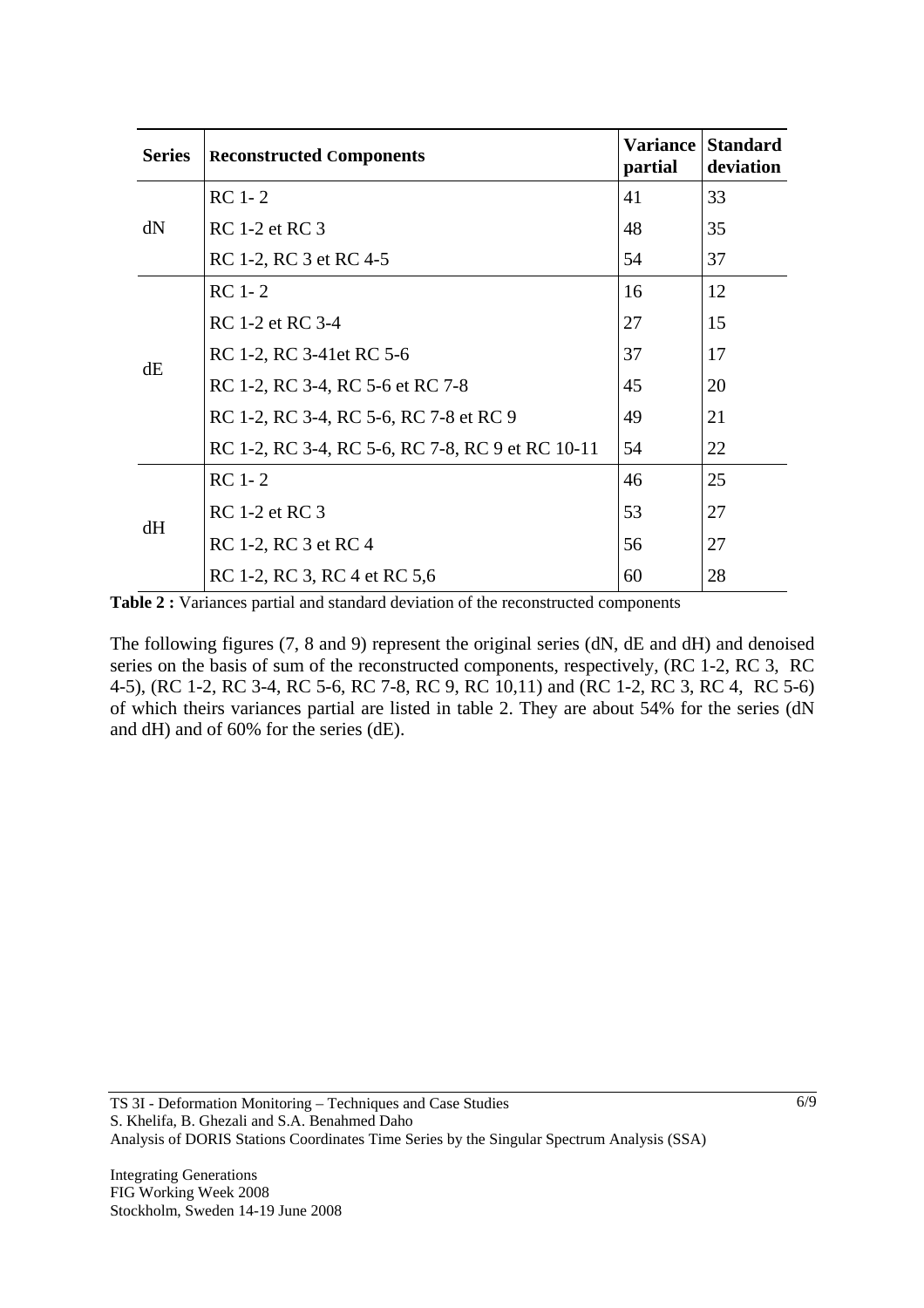| Series | Reconstructed Components | Variance partial | Standard deviation |
|---|---|---|---|
| dN | RC 1- 2 | 41 | 33 |
| | RC 1-2 et RC 3 | 48 | 35 |
| | RC 1-2, RC 3 et RC 4-5 | 54 | 37 |
| dE | RC 1- 2 | 16 | 12 |
| | RC 1-2 et RC 3-4 | 27 | 15 |
| | RC 1-2, RC 3-41et RC 5-6 | 37 | 17 |
| | RC 1-2, RC 3-4, RC 5-6 et RC 7-8 | 45 | 20 |
| | RC 1-2, RC 3-4, RC 5-6, RC 7-8 et RC 9 | 49 | 21 |
| | RC 1-2, RC 3-4, RC 5-6, RC 7-8, RC 9 et RC 10-11 | 54 | 22 |
| dH | RC 1- 2 | 46 | 25 |
| | RC 1-2 et RC 3 | 53 | 27 |
| | RC 1-2, RC 3 et RC 4 | 56 | 27 |
| | RC 1-2, RC 3, RC 4 et RC 5,6 | 60 | 28 |

**Table 2 :** Variances partial and standard deviation of the reconstructed components

The following figures (7, 8 and 9) represent the original series (dN, dE and dH) and denoised series on the basis of sum of the reconstructed components, respectively, (RC 1-2, RC 3, RC 4-5), (RC 1-2, RC 3-4, RC 5-6, RC 7-8, RC 9, RC 10,11) and (RC 1-2, RC 3, RC 4, RC 5-6) of which theirs variances partial are listed in table 2. They are about 54% for the series (dN and dH) and of 60% for the series (dE).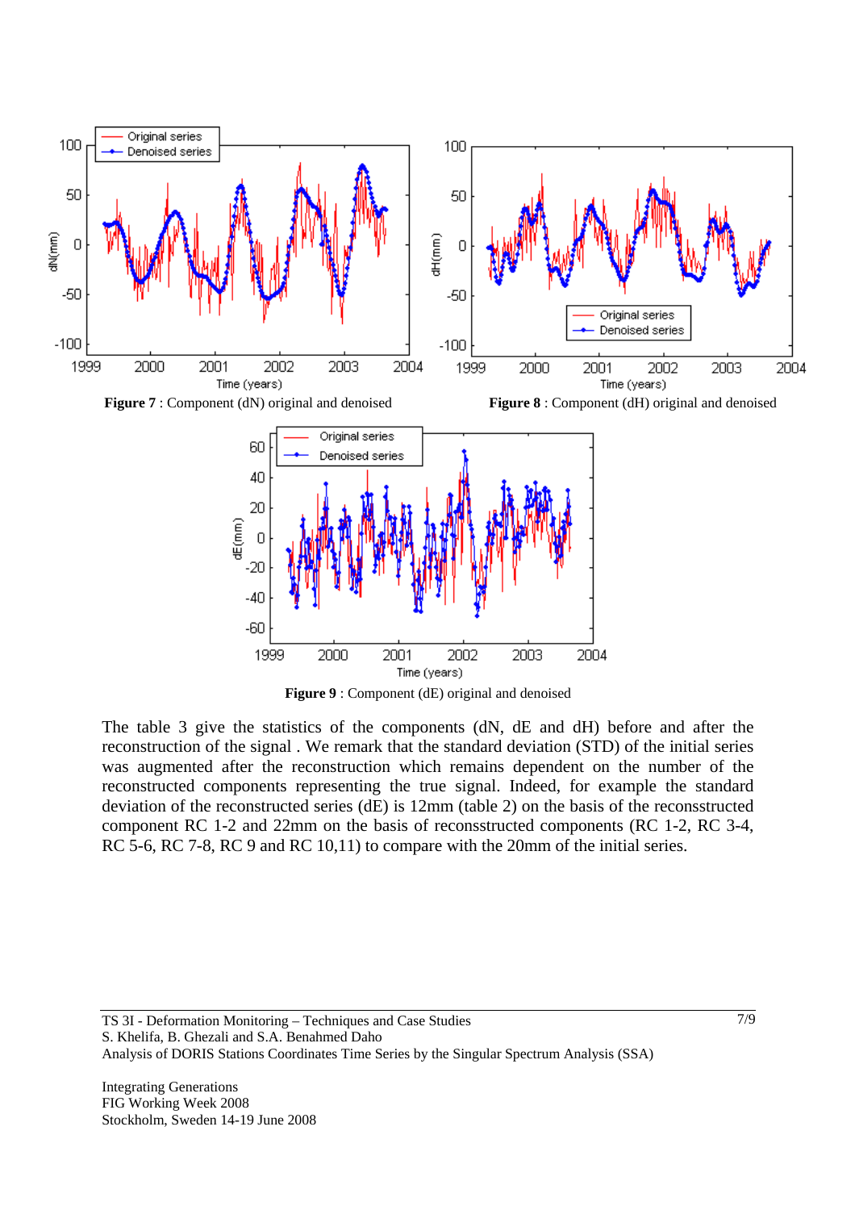**Figure 7** : Component (dN) original and denoised

**Figure 8** : Component (dH) original and denoised

**Figure 9** : Component (dE) original and denoised

The table 3 give the statistics of the components (dN, dE and dH) before and after the reconstruction of the signal . We remark that the standard deviation (STD) of the initial series was augmented after the reconstruction which remains dependent on the number of the reconstructed components representing the true signal. Indeed, for example the standard deviation of the reconstructed series (dE) is 12mm (table 2) on the basis of the reconsstructed component RC 1-2 and 22mm on the basis of reconsstructed components (RC 1-2, RC 3-4, RC 5-6, RC 7-8, RC 9 and RC 10,11) to compare with the 20mm of the initial series.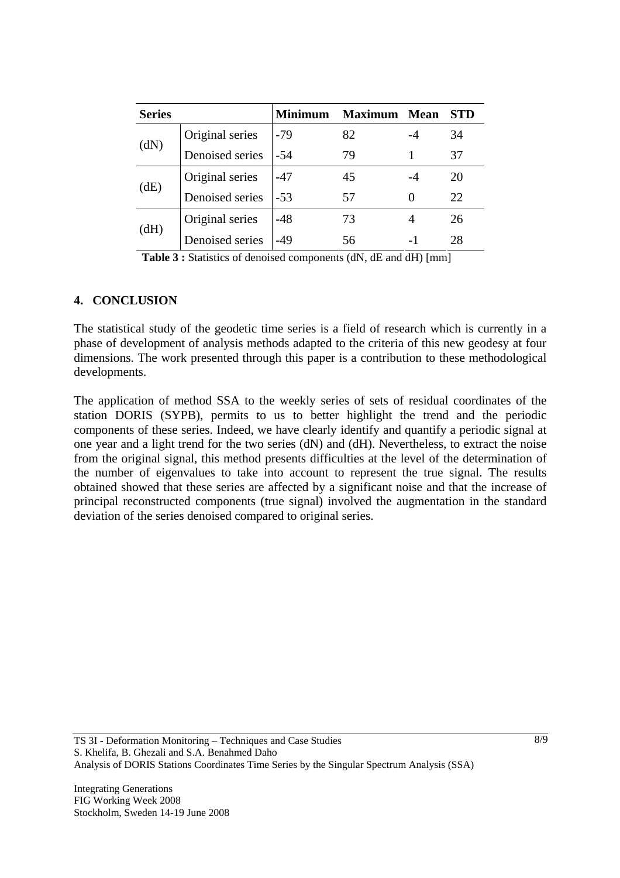| Series | | Minimum | Maximum | Mean | STD |
|---|---|---|---|---|---|
| (dN) | Original series | -79 | 82 | -4 | 34 |
| | Denoised series | -54 | 79 | 1 | 37 |
| (dE) | Original series | -47 | 45 | -4 | 20 |
| | Denoised series | -53 | 57 | 0 | 22 |
| (dH) | Original series | -48 | 73 | 4 | 26 |
| | Denoised series | -49 | 56 | -1 | 28 |

**Table 3 :** Statistics of denoised components (dN, dE and dH) [mm]

## 4. CONCLUSION

The statistical study of the geodetic time series is a field of research which is currently in a phase of development of analysis methods adapted to the criteria of this new geodesy at four dimensions. The work presented through this paper is a contribution to these methodological developments.

The application of method SSA to the weekly series of sets of residual coordinates of the station DORIS (SYPB), permits to us to better highlight the trend and the periodic components of these series. Indeed, we have clearly identify and quantify a periodic signal at one year and a light trend for the two series (dN) and (dH). Nevertheless, to extract the noise from the original signal, this method presents difficulties at the level of the determination of the number of eigenvalues to take into account to represent the true signal. The results obtained showed that these series are affected by a significant noise and that the increase of principal reconstructed components (true signal) involved the augmentation in the standard deviation of the series denoised compared to original series.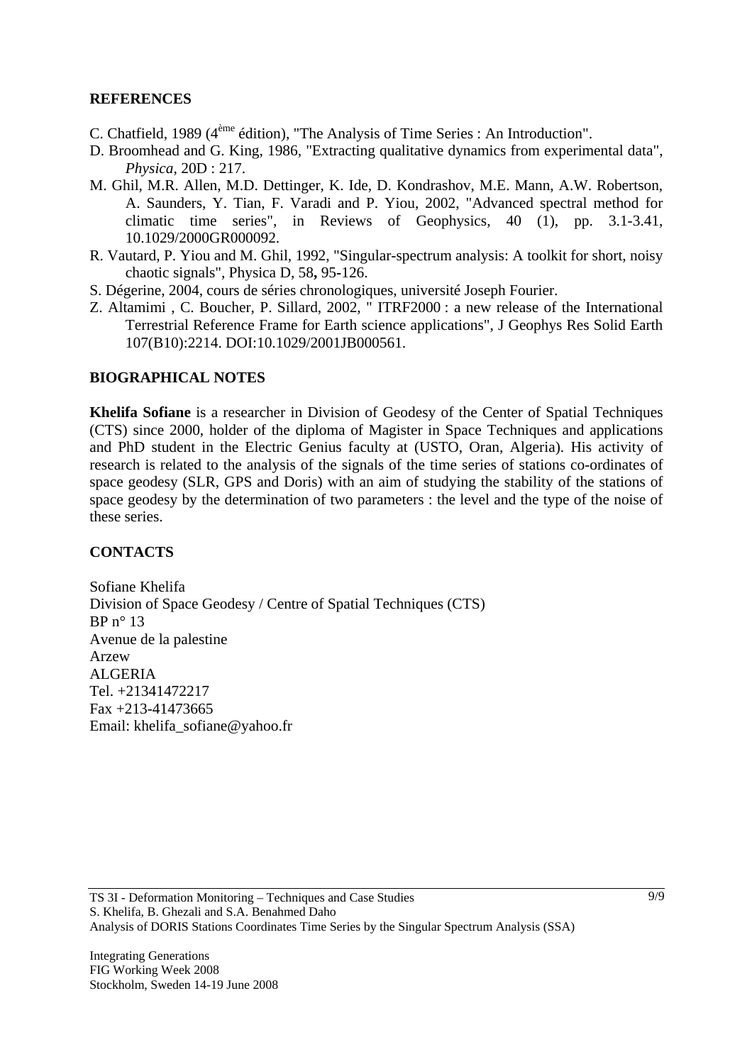**REFERENCES**

C. Chatfield, 1989 (4[ème] édition), "The Analysis of Time Series : An Introduction".

D. Broomhead and G. King, 1986, "Extracting qualitative dynamics from experimental data", *Physica*, 20D : 217.

M. Ghil, M.R. Allen, M.D. Dettinger, K. Ide, D. Kondrashov, M.E. Mann, A.W. Robertson, A. Saunders, Y. Tian, F. Varadi and P. Yiou, 2002, "Advanced spectral method for climatic time series", in Reviews of Geophysics, 40 (1), pp. 3.1-3.41, 10.1029/2000GR000092.

R. Vautard, P. Yiou and M. Ghil, 1992, "Singular-spectrum analysis: A toolkit for short, noisy chaotic signals", Physica D, 58**,** 95-126.

S. Dégerine, 2004, cours de séries chronologiques, université Joseph Fourier.

Z. Altamimi , C. Boucher, P. Sillard, 2002, " ITRF2000 : a new release of the International Terrestrial Reference Frame for Earth science applications", J Geophys Res Solid Earth 107(B10):2214. DOI:10.1029/2001JB000561.

**BIOGRAPHICAL NOTES**

**Khelifa Sofiane** is a researcher in Division of Geodesy of the Center of Spatial Techniques (CTS) since 2000, holder of the diploma of Magister in Space Techniques and applications and PhD student in the Electric Genius faculty at (USTO, Oran, Algeria). His activity of research is related to the analysis of the signals of the time series of stations co-ordinates of space geodesy (SLR, GPS and Doris) with an aim of studying the stability of the stations of space geodesy by the determination of two parameters : the level and the type of the noise of these series.

**CONTACTS**

Sofiane Khelifa
Division of Space Geodesy / Centre of Spatial Techniques (CTS)
BP n° 13
Avenue de la palestine
Arzew
ALGERIA
Tel. +21341472217
Fax +213-41473665
Email: khelifa_sofiane@yahoo.fr